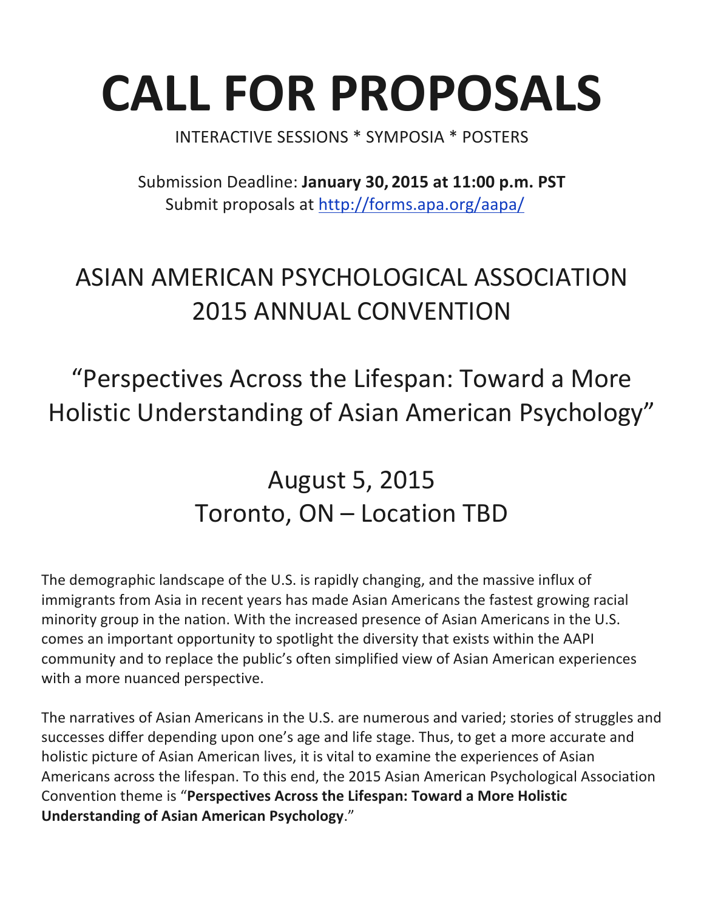# CALL FOR PROPOSALS

INTERACTIVE SESSIONS * SYMPOSIA * POSTERS

Submission Deadline: **January 30, 2015 at 11:00 p.m. PST**
Submit proposals at http://forms.apa.org/aapa/

## ASIAN AMERICAN PSYCHOLOGICAL ASSOCIATION 2015 ANNUAL CONVENTION

## "Perspectives Across the Lifespan: Toward a More Holistic Understanding of Asian American Psychology"

## August 5, 2015
## Toronto, ON – Location TBD

The demographic landscape of the U.S. is rapidly changing, and the massive influx of immigrants from Asia in recent years has made Asian Americans the fastest growing racial minority group in the nation. With the increased presence of Asian Americans in the U.S. comes an important opportunity to spotlight the diversity that exists within the AAPI community and to replace the public's often simplified view of Asian American experiences with a more nuanced perspective.

The narratives of Asian Americans in the U.S. are numerous and varied; stories of struggles and successes differ depending upon one's age and life stage. Thus, to get a more accurate and holistic picture of Asian American lives, it is vital to examine the experiences of Asian Americans across the lifespan. To this end, the 2015 Asian American Psychological Association Convention theme is "**Perspectives Across the Lifespan: Toward a More Holistic Understanding of Asian American Psychology**."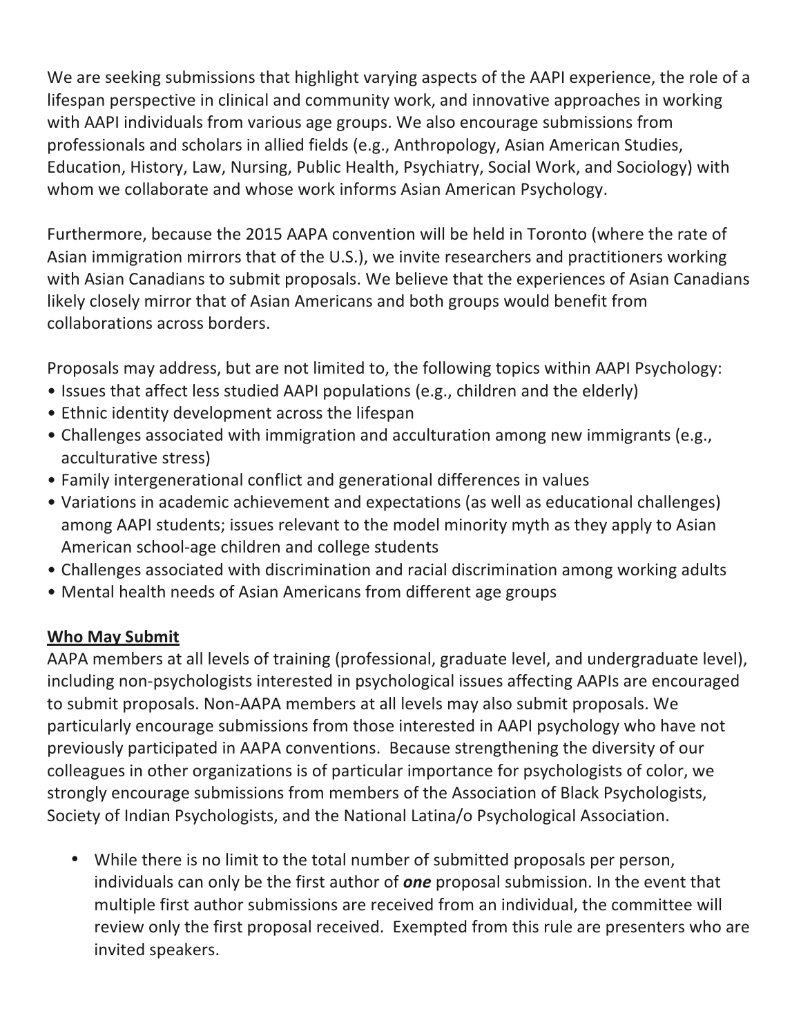We are seeking submissions that highlight varying aspects of the AAPI experience, the role of a lifespan perspective in clinical and community work, and innovative approaches in working with AAPI individuals from various age groups. We also encourage submissions from professionals and scholars in allied fields (e.g., Anthropology, Asian American Studies, Education, History, Law, Nursing, Public Health, Psychiatry, Social Work, and Sociology) with whom we collaborate and whose work informs Asian American Psychology.

Furthermore, because the 2015 AAPA convention will be held in Toronto (where the rate of Asian immigration mirrors that of the U.S.), we invite researchers and practitioners working with Asian Canadians to submit proposals. We believe that the experiences of Asian Canadians likely closely mirror that of Asian Americans and both groups would benefit from collaborations across borders.

Proposals may address, but are not limited to, the following topics within AAPI Psychology:

- Issues that affect less studied AAPI populations (e.g., children and the elderly)
- Ethnic identity development across the lifespan
- Challenges associated with immigration and acculturation among new immigrants (e.g., acculturative stress)
- Family intergenerational conflict and generational differences in values
- Variations in academic achievement and expectations (as well as educational challenges) among AAPI students; issues relevant to the model minority myth as they apply to Asian American school-age children and college students
- Challenges associated with discrimination and racial discrimination among working adults
- Mental health needs of Asian Americans from different age groups

**Who May Submit**

AAPA members at all levels of training (professional, graduate level, and undergraduate level), including non-psychologists interested in psychological issues affecting AAPIs are encouraged to submit proposals. Non-AAPA members at all levels may also submit proposals. We particularly encourage submissions from those interested in AAPI psychology who have not previously participated in AAPA conventions. Because strengthening the diversity of our colleagues in other organizations is of particular importance for psychologists of color, we strongly encourage submissions from members of the Association of Black Psychologists, Society of Indian Psychologists, and the National Latina/o Psychological Association.

- While there is no limit to the total number of submitted proposals per person, individuals can only be the first author of ***one*** proposal submission. In the event that multiple first author submissions are received from an individual, the committee will review only the first proposal received. Exempted from this rule are presenters who are invited speakers.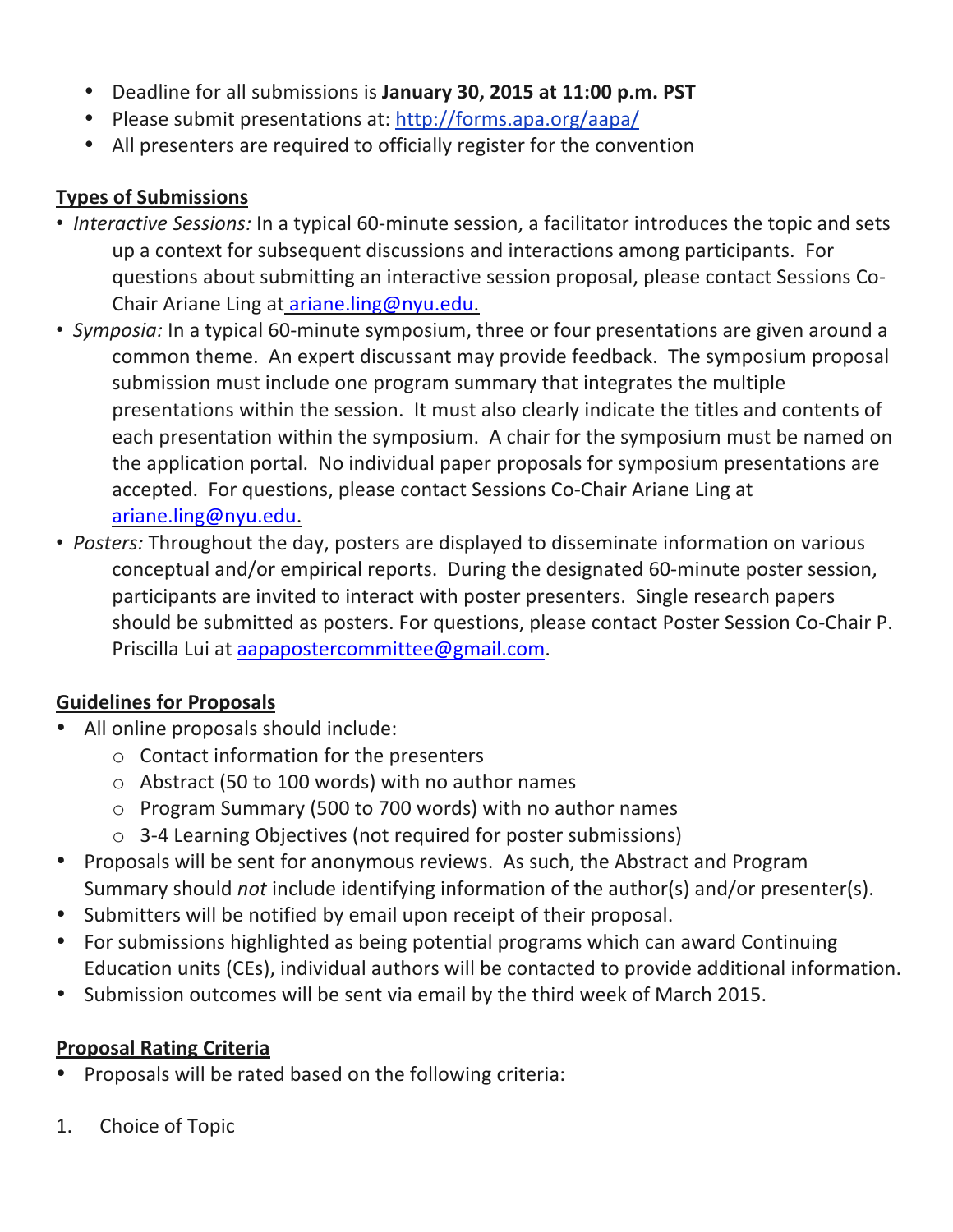- Deadline for all submissions is **January 30, 2015 at 11:00 p.m. PST**
- Please submit presentations at: http://forms.apa.org/aapa/
- All presenters are required to officially register for the convention

**Types of Submissions**

- *Interactive Sessions:* In a typical 60-minute session, a facilitator introduces the topic and sets up a context for subsequent discussions and interactions among participants. For questions about submitting an interactive session proposal, please contact Sessions Co-Chair Ariane Ling at ariane.ling@nyu.edu.
- *Symposia:* In a typical 60-minute symposium, three or four presentations are given around a common theme. An expert discussant may provide feedback. The symposium proposal submission must include one program summary that integrates the multiple presentations within the session. It must also clearly indicate the titles and contents of each presentation within the symposium. A chair for the symposium must be named on the application portal. No individual paper proposals for symposium presentations are accepted. For questions, please contact Sessions Co-Chair Ariane Ling at ariane.ling@nyu.edu.
- *Posters:* Throughout the day, posters are displayed to disseminate information on various conceptual and/or empirical reports. During the designated 60-minute poster session, participants are invited to interact with poster presenters. Single research papers should be submitted as posters. For questions, please contact Poster Session Co-Chair P. Priscilla Lui at aapapostercommittee@gmail.com.

**Guidelines for Proposals**

- All online proposals should include:
  - Contact information for the presenters
  - Abstract (50 to 100 words) with no author names
  - Program Summary (500 to 700 words) with no author names
  - 3-4 Learning Objectives (not required for poster submissions)
- Proposals will be sent for anonymous reviews. As such, the Abstract and Program Summary should *not* include identifying information of the author(s) and/or presenter(s).
- Submitters will be notified by email upon receipt of their proposal.
- For submissions highlighted as being potential programs which can award Continuing Education units (CEs), individual authors will be contacted to provide additional information.
- Submission outcomes will be sent via email by the third week of March 2015.

**Proposal Rating Criteria**

- Proposals will be rated based on the following criteria:

1. Choice of Topic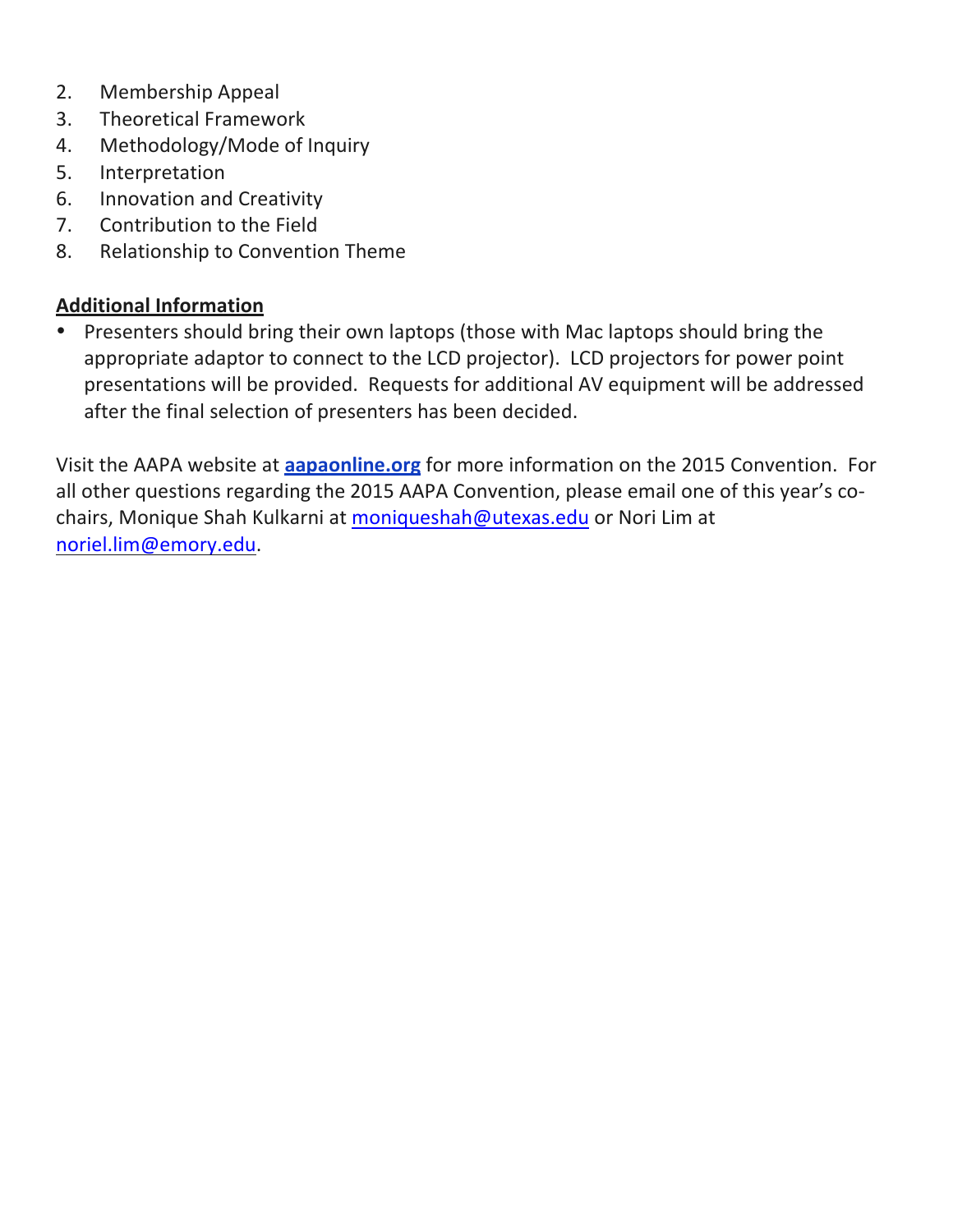2. Membership Appeal
3. Theoretical Framework
4. Methodology/Mode of Inquiry
5. Interpretation
6. Innovation and Creativity
7. Contribution to the Field
8. Relationship to Convention Theme

**Additional Information**

- Presenters should bring their own laptops (those with Mac laptops should bring the appropriate adaptor to connect to the LCD projector). LCD projectors for power point presentations will be provided. Requests for additional AV equipment will be addressed after the final selection of presenters has been decided.

Visit the AAPA website at **aapaonline.org** for more information on the 2015 Convention. For all other questions regarding the 2015 AAPA Convention, please email one of this year's co-chairs, Monique Shah Kulkarni at moniqueshah@utexas.edu or Nori Lim at noriel.lim@emory.edu.